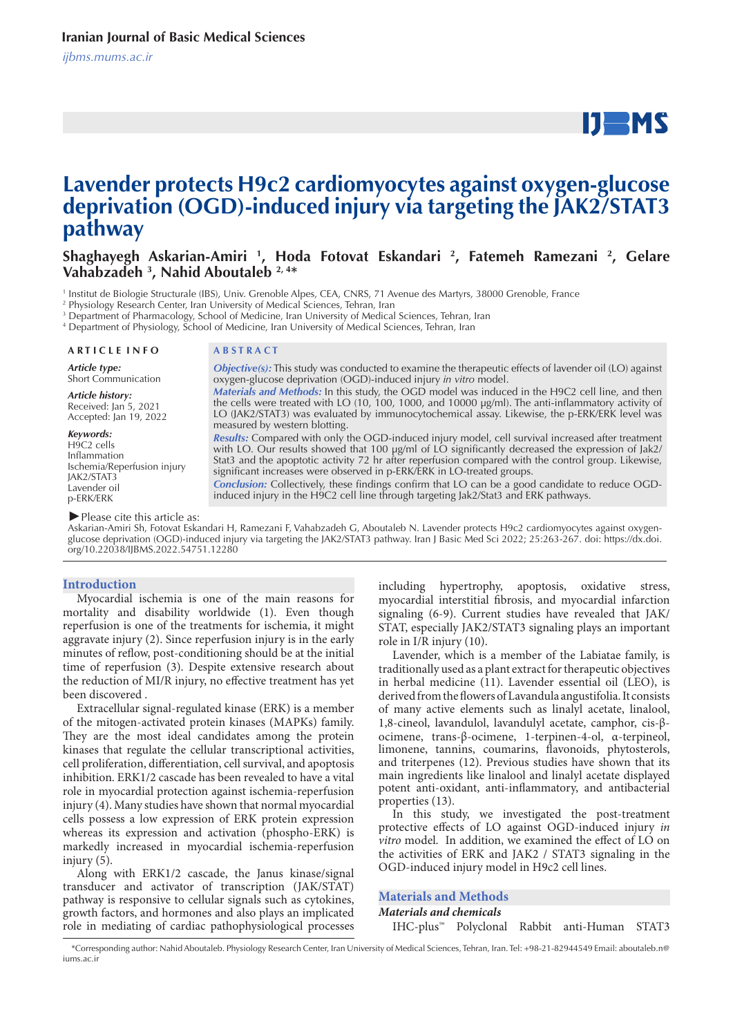# Lavender protects H9c2 cardiomyocytes against oxygen-glucose deprivation (OGD)-induced injury via targeting the JAK2/STAT3 pathway

**Shaghayegh Askarian-Amiri [1], Hoda Fotovat Eskandari [2], Fatemeh Ramezani [2], Gelare Vahabzadeh [3], Nahid Aboutaleb [2, 4*]**

[1] Institut de Biologie Structurale (IBS), Univ. Grenoble Alpes, CEA, CNRS, 71 Avenue des Martyrs, 38000 Grenoble, France
[2] Physiology Research Center, Iran University of Medical Sciences, Tehran, Iran
[3] Department of Pharmacology, School of Medicine, Iran University of Medical Sciences, Tehran, Iran
[4] Department of Physiology, School of Medicine, Iran University of Medical Sciences, Tehran, Iran

## ARTICLE INFO

***Article type:***
Short Communication

***Article history:***
Received: Jan 5, 2021
Accepted: Jan 19, 2022

***Keywords:***
H9C2 cells
Inflammation
Ischemia/Reperfusion injury
JAK2/STAT3
Lavender oil
p-ERK/ERK

## ABSTRACT

***Objective(s):*** This study was conducted to examine the therapeutic effects of lavender oil (LO) against oxygen-glucose deprivation (OGD)-induced injury *in vitro* model.

***Materials and Methods:*** In this study, the OGD model was induced in the H9C2 cell line, and then the cells were treated with LO (10, 100, 1000, and 10000 µg/ml). The anti-inflammatory activity of LO (JAK2/STAT3) was evaluated by immunocytochemical assay. Likewise, the p-ERK/ERK level was measured by western blotting.

***Results:*** Compared with only the OGD-induced injury model, cell survival increased after treatment with LO. Our results showed that 100 µg/ml of LO significantly decreased the expression of Jak2/Stat3 and the apoptotic activity 72 hr after reperfusion compared with the control group. Likewise, significant increases were observed in p-ERK/ERK in LO-treated groups.

***Conclusion:*** Collectively, these findings confirm that LO can be a good candidate to reduce OGD-induced injury in the H9C2 cell line through targeting Jak2/Stat3 and ERK pathways.

►Please cite this article as:
Askarian-Amiri Sh, Fotovat Eskandari H, Ramezani F, Vahabzadeh G, Aboutaleb N. Lavender protects H9c2 cardiomyocytes against oxygen-glucose deprivation (OGD)-induced injury via targeting the JAK2/STAT3 pathway. Iran J Basic Med Sci 2022; 25:263-267. doi: https://dx.doi.org/10.22038/IJBMS.2022.54751.12280

## Introduction

Myocardial ischemia is one of the main reasons for mortality and disability worldwide (1). Even though reperfusion is one of the treatments for ischemia, it might aggravate injury (2). Since reperfusion injury is in the early minutes of reflow, post-conditioning should be at the initial time of reperfusion (3). Despite extensive research about the reduction of MI/R injury, no effective treatment has yet been discovered .

Extracellular signal-regulated kinase (ERK) is a member of the mitogen-activated protein kinases (MAPKs) family. They are the most ideal candidates among the protein kinases that regulate the cellular transcriptional activities, cell proliferation, differentiation, cell survival, and apoptosis inhibition. ERK1/2 cascade has been revealed to have a vital role in myocardial protection against ischemia-reperfusion injury (4). Many studies have shown that normal myocardial cells possess a low expression of ERK protein expression whereas its expression and activation (phospho-ERK) is markedly increased in myocardial ischemia-reperfusion injury (5).

Along with ERK1/2 cascade, the Janus kinase/signal transducer and activator of transcription (JAK/STAT) pathway is responsive to cellular signals such as cytokines, growth factors, and hormones and also plays an implicated role in mediating of cardiac pathophysiological processes including hypertrophy, apoptosis, oxidative stress, myocardial interstitial fibrosis, and myocardial infarction signaling (6-9). Current studies have revealed that JAK/STAT, especially JAK2/STAT3 signaling plays an important role in I/R injury (10).

Lavender, which is a member of the Labiatae family, is traditionally used as a plant extract for therapeutic objectives in herbal medicine (11). Lavender essential oil (LEO), is derived from the flowers of Lavandula angustifolia. It consists of many active elements such as linalyl acetate, linalool, 1,8-cineol, lavandulol, lavandulyl acetate, camphor, cis-β-ocimene, trans-β-ocimene, 1-terpinen-4-ol, α-terpineol, limonene, tannins, coumarins, flavonoids, phytosterols, and triterpenes (12). Previous studies have shown that its main ingredients like linalool and linalyl acetate displayed potent anti-oxidant, anti-inflammatory, and antibacterial properties (13).

In this study, we investigated the post-treatment protective effects of LO against OGD-induced injury *in vitro* model. In addition, we examined the effect of LO on the activities of ERK and JAK2 / STAT3 signaling in the OGD-induced injury model in H9c2 cell lines.

## Materials and Methods

### *Materials and chemicals*

IHC-plus™ Polyclonal Rabbit anti-Human STAT3

*Corresponding author: Nahid Aboutaleb. Physiology Research Center, Iran University of Medical Sciences, Tehran, Iran. Tel: +98-21-82944549 Email: aboutaleb.n@iums.ac.ir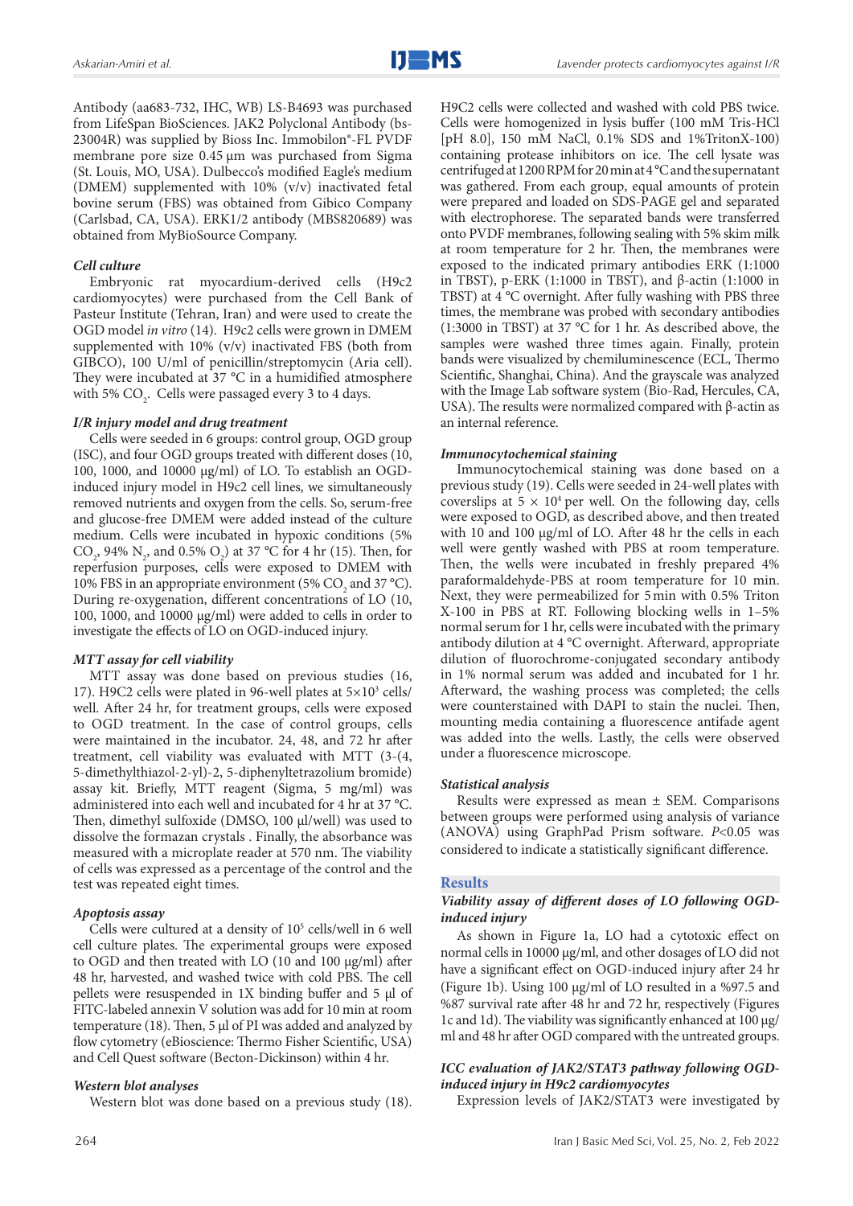Antibody (aa683-732, IHC, WB) LS-B4693 was purchased from LifeSpan BioSciences. JAK2 Polyclonal Antibody (bs-23004R) was supplied by Bioss Inc. Immobilon®-FL PVDF membrane pore size 0.45 µm was purchased from Sigma (St. Louis, MO, USA). Dulbecco's modified Eagle's medium (DMEM) supplemented with 10% (v/v) inactivated fetal bovine serum (FBS) was obtained from Gibico Company (Carlsbad, CA, USA). ERK1/2 antibody (MBS820689) was obtained from MyBioSource Company.

### *Cell culture*

Embryonic rat myocardium-derived cells (H9c2 cardiomyocytes) were purchased from the Cell Bank of Pasteur Institute (Tehran, Iran) and were used to create the OGD model *in vitro* (14). H9c2 cells were grown in DMEM supplemented with 10% (v/v) inactivated FBS (both from GIBCO), 100 U/ml of penicillin/streptomycin (Aria cell). They were incubated at 37 °C in a humidified atmosphere with 5% $CO_2$. Cells were passaged every 3 to 4 days.

### *I/R injury model and drug treatment*

Cells were seeded in 6 groups: control group, OGD group (ISC), and four OGD groups treated with different doses (10, 100, 1000, and 10000 µg/ml) of LO. To establish an OGD-induced injury model in H9c2 cell lines, we simultaneously removed nutrients and oxygen from the cells. So, serum-free and glucose-free DMEM were added instead of the culture medium. Cells were incubated in hypoxic conditions (5% $CO_2$, 94% $N_2$, and 0.5% $O_2$) at 37 °C for 4 hr (15). Then, for reperfusion purposes, cells were exposed to DMEM with 10% FBS in an appropriate environment (5% $CO_2$ and 37 °C). During re-oxygenation, different concentrations of LO (10, 100, 1000, and 10000 µg/ml) were added to cells in order to investigate the effects of LO on OGD-induced injury.

### *MTT assay for cell viability*

MTT assay was done based on previous studies (16, 17). H9C2 cells were plated in 96-well plates at $5\times10^3$ cells/well. After 24 hr, for treatment groups, cells were exposed to OGD treatment. In the case of control groups, cells were maintained in the incubator. 24, 48, and 72 hr after treatment, cell viability was evaluated with MTT (3-(4, 5-dimethylthiazol-2-yl)-2, 5-diphenyltetrazolium bromide) assay kit. Briefly, MTT reagent (Sigma, 5 mg/ml) was administered into each well and incubated for 4 hr at 37 °C. Then, dimethyl sulfoxide (DMSO, 100 µl/well) was used to dissolve the formazan crystals . Finally, the absorbance was measured with a microplate reader at 570 nm. The viability of cells was expressed as a percentage of the control and the test was repeated eight times.

### *Apoptosis assay*

Cells were cultured at a density of $10^5$ cells/well in 6 well cell culture plates. The experimental groups were exposed to OGD and then treated with LO (10 and 100 µg/ml) after 48 hr, harvested, and washed twice with cold PBS. The cell pellets were resuspended in 1X binding buffer and 5 µl of FITC-labeled annexin V solution was add for 10 min at room temperature (18). Then, 5 µl of PI was added and analyzed by flow cytometry (eBioscience: Thermo Fisher Scientific, USA) and Cell Quest software (Becton-Dickinson) within 4 hr.

### *Western blot analyses*

Western blot was done based on a previous study (18). H9C2 cells were collected and washed with cold PBS twice. Cells were homogenized in lysis buffer (100 mM Tris-HCl [pH 8.0], 150 mM NaCl, 0.1% SDS and 1%TritonX-100) containing protease inhibitors on ice. The cell lysate was centrifuged at 1200 RPM for 20 min at 4 °C and the supernatant was gathered. From each group, equal amounts of protein were prepared and loaded on SDS-PAGE gel and separated with electrophorese. The separated bands were transferred onto PVDF membranes, following sealing with 5% skim milk at room temperature for 2 hr. Then, the membranes were exposed to the indicated primary antibodies ERK (1:1000 in TBST), p-ERK (1:1000 in TBST), and β-actin (1:1000 in TBST) at 4 °C overnight. After fully washing with PBS three times, the membrane was probed with secondary antibodies (1:3000 in TBST) at 37 °C for 1 hr. As described above, the samples were washed three times again. Finally, protein bands were visualized by chemiluminescence (ECL, Thermo Scientific, Shanghai, China). And the grayscale was analyzed with the Image Lab software system (Bio-Rad, Hercules, CA, USA). The results were normalized compared with β-actin as an internal reference.

### *Immunocytochemical staining*

Immunocytochemical staining was done based on a previous study (19). Cells were seeded in 24-well plates with coverslips at $5 \times 10^4$ per well. On the following day, cells were exposed to OGD, as described above, and then treated with 10 and 100 µg/ml of LO. After 48 hr the cells in each well were gently washed with PBS at room temperature. Then, the wells were incubated in freshly prepared 4% paraformaldehyde-PBS at room temperature for 10 min. Next, they were permeabilized for 5 min with 0.5% Triton X-100 in PBS at RT. Following blocking wells in 1–5% normal serum for 1 hr, cells were incubated with the primary antibody dilution at 4 °C overnight. Afterward, appropriate dilution of fluorochrome-conjugated secondary antibody in 1% normal serum was added and incubated for 1 hr. Afterward, the washing process was completed; the cells were counterstained with DAPI to stain the nuclei. Then, mounting media containing a fluorescence antifade agent was added into the wells. Lastly, the cells were observed under a fluorescence microscope.

### *Statistical analysis*

Results were expressed as mean ± SEM. Comparisons between groups were performed using analysis of variance (ANOVA) using GraphPad Prism software. $P<0.05$ was considered to indicate a statistically significant difference.

## Results

### *Viability assay of different doses of LO following OGD-induced injury*

As shown in Figure 1a, LO had a cytotoxic effect on normal cells in 10000 µg/ml, and other dosages of LO did not have a significant effect on OGD-induced injury after 24 hr (Figure 1b). Using 100 µg/ml of LO resulted in a %97.5 and %87 survival rate after 48 hr and 72 hr, respectively (Figures 1c and 1d). The viability was significantly enhanced at 100 µg/ml and 48 hr after OGD compared with the untreated groups.

### *ICC evaluation of JAK2/STAT3 pathway following OGD-induced injury in H9c2 cardiomyocytes*

Expression levels of JAK2/STAT3 were investigated by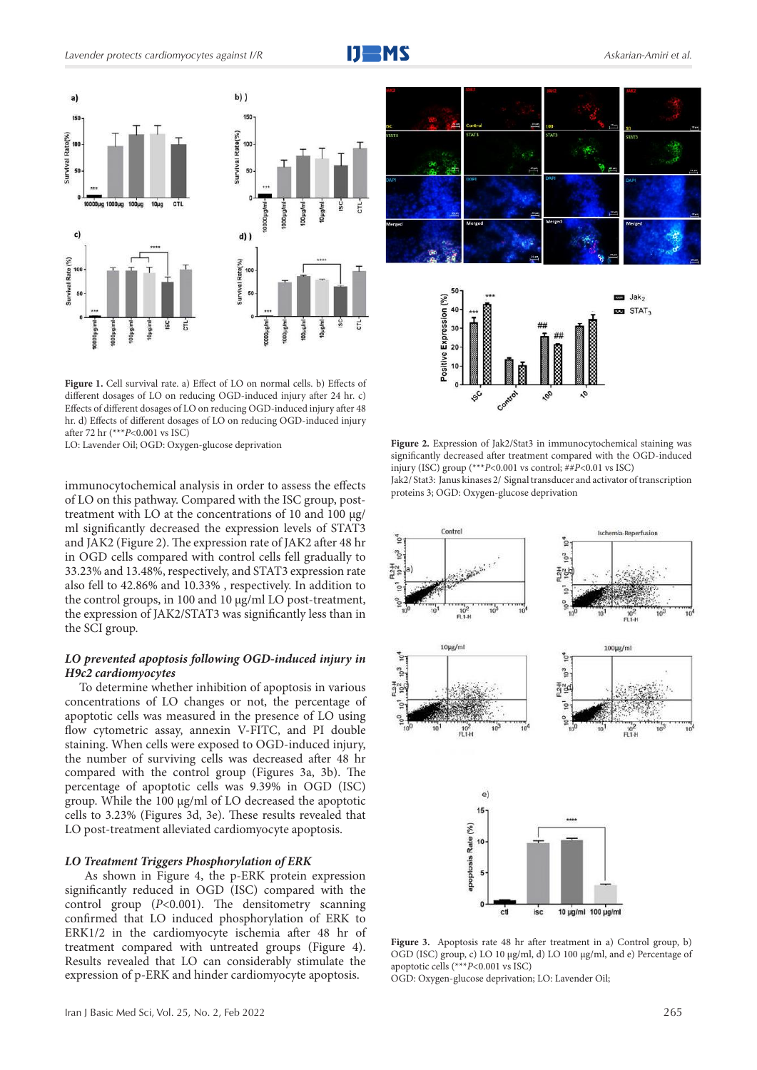**Figure 1.** Cell survival rate. a) Effect of LO on normal cells. b) Effects of different dosages of LO on reducing OGD-induced injury after 24 hr. c) Effects of different dosages of LO on reducing OGD-induced injury after 48 hr. d) Effects of different dosages of LO on reducing OGD-induced injury after 72 hr (***$P$<0.001 vs ISC)

LO: Lavender Oil; OGD: Oxygen-glucose deprivation

immunocytochemical analysis in order to assess the effects of LO on this pathway. Compared with the ISC group, post-treatment with LO at the concentrations of 10 and 100 µg/ml significantly decreased the expression levels of STAT3 and JAK2 (Figure 2). The expression rate of JAK2 after 48 hr in OGD cells compared with control cells fell gradually to 33.23% and 13.48%, respectively, and STAT3 expression rate also fell to 42.86% and 10.33% , respectively. In addition to the control groups, in 100 and 10 µg/ml LO post-treatment, the expression of JAK2/STAT3 was significantly less than in the SCI group.

### *LO prevented apoptosis following OGD-induced injury in H9c2 cardiomyocytes*

To determine whether inhibition of apoptosis in various concentrations of LO changes or not, the percentage of apoptotic cells was measured in the presence of LO using flow cytometric assay, annexin V-FITC, and PI double staining. When cells were exposed to OGD-induced injury, the number of surviving cells was decreased after 48 hr compared with the control group (Figures 3a, 3b). The percentage of apoptotic cells was 9.39% in OGD (ISC) group. While the 100 µg/ml of LO decreased the apoptotic cells to 3.23% (Figures 3d, 3e). These results revealed that LO post-treatment alleviated cardiomyocyte apoptosis.

### *LO Treatment Triggers Phosphorylation of ERK*

As shown in Figure 4, the p-ERK protein expression significantly reduced in OGD (ISC) compared with the control group ($P$<0.001). The densitometry scanning confirmed that LO induced phosphorylation of ERK to ERK1/2 in the cardiomyocyte ischemia after 48 hr of treatment compared with untreated groups (Figure 4). Results revealed that LO can considerably stimulate the expression of p-ERK and hinder cardiomyocyte apoptosis.

**Figure 2.** Expression of Jak2/Stat3 in immunocytochemical staining was significantly decreased after treatment compared with the OGD-induced injury (ISC) group (***$P$<0.001 vs control; ##$P$<0.01 vs ISC)

Jak2/ Stat3: Janus kinases 2/ Signal transducer and activator of transcription proteins 3; OGD: Oxygen-glucose deprivation

**Figure 3.** Apoptosis rate 48 hr after treatment in a) Control group, b) OGD (ISC) group, c) LO 10 µg/ml, d) LO 100 µg/ml, and e) Percentage of apoptotic cells (***$P$<0.001 vs ISC)

OGD: Oxygen-glucose deprivation; LO: Lavender Oil;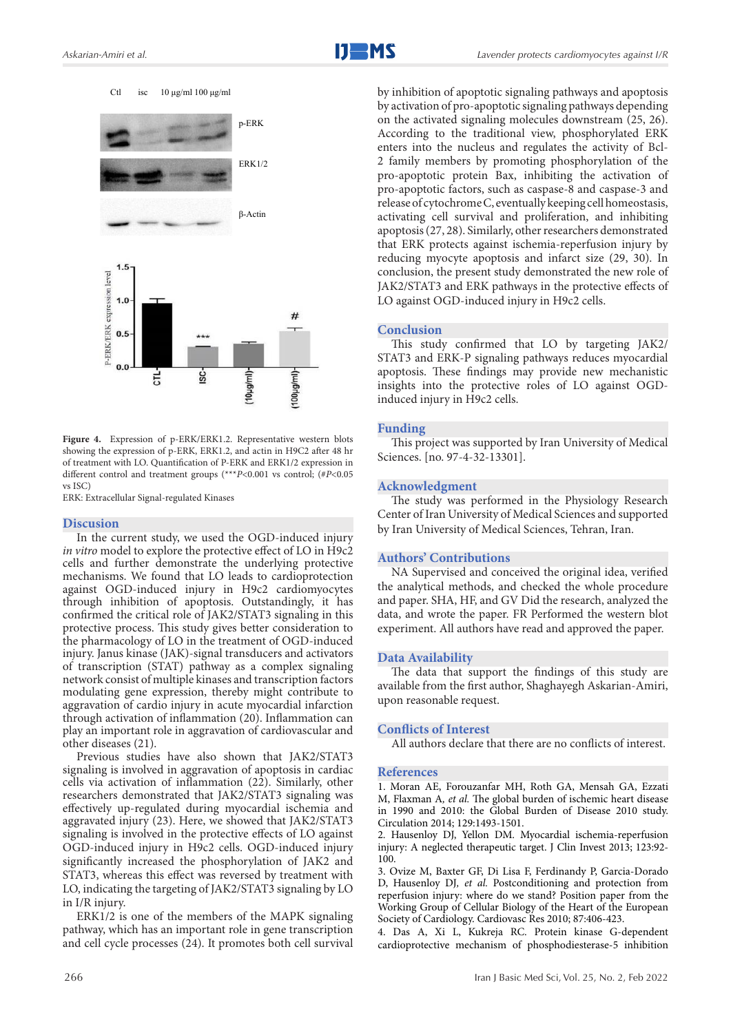Figure 4. Expression of p-ERK/ERK1.2. Representative western blots showing the expression of p-ERK, ERK1.2, and actin in H9C2 after 48 hr of treatment with LO. Quantification of P-ERK and ERK1/2 expression in different control and treatment groups (***$P$<0.001 vs control; (#$P$<0.05 vs ISC)

ERK: Extracellular Signal-regulated Kinases

## Discussion

In the current study, we used the OGD-induced injury *in vitro* model to explore the protective effect of LO in H9c2 cells and further demonstrate the underlying protective mechanisms. We found that LO leads to cardioprotection against OGD-induced injury in H9c2 cardiomyocytes through inhibition of apoptosis. Outstandingly, it has confirmed the critical role of JAK2/STAT3 signaling in this protective process. This study gives better consideration to the pharmacology of LO in the treatment of OGD-induced injury. Janus kinase (JAK)-signal transducers and activators of transcription (STAT) pathway as a complex signaling network consist of multiple kinases and transcription factors modulating gene expression, thereby might contribute to aggravation of cardio injury in acute myocardial infarction through activation of inflammation (20). Inflammation can play an important role in aggravation of cardiovascular and other diseases (21).

Previous studies have also shown that JAK2/STAT3 signaling is involved in aggravation of apoptosis in cardiac cells via activation of inflammation (22). Similarly, other researchers demonstrated that JAK2/STAT3 signaling was effectively up-regulated during myocardial ischemia and aggravated injury (23). Here, we showed that JAK2/STAT3 signaling is involved in the protective effects of LO against OGD-induced injury in H9c2 cells. OGD-induced injury significantly increased the phosphorylation of JAK2 and STAT3, whereas this effect was reversed by treatment with LO, indicating the targeting of JAK2/STAT3 signaling by LO in I/R injury.

ERK1/2 is one of the members of the MAPK signaling pathway, which has an important role in gene transcription and cell cycle processes (24). It promotes both cell survival by inhibition of apoptotic signaling pathways and apoptosis by activation of pro-apoptotic signaling pathways depending on the activated signaling molecules downstream (25, 26). According to the traditional view, phosphorylated ERK enters into the nucleus and regulates the activity of Bcl-2 family members by promoting phosphorylation of the pro-apoptotic protein Bax, inhibiting the activation of pro-apoptotic factors, such as caspase-8 and caspase-3 and release of cytochrome C, eventually keeping cell homeostasis, activating cell survival and proliferation, and inhibiting apoptosis (27, 28). Similarly, other researchers demonstrated that ERK protects against ischemia-reperfusion injury by reducing myocyte apoptosis and infarct size (29, 30). In conclusion, the present study demonstrated the new role of JAK2/STAT3 and ERK pathways in the protective effects of LO against OGD-induced injury in H9c2 cells.

## Conclusion

This study confirmed that LO by targeting JAK2/STAT3 and ERK-P signaling pathways reduces myocardial apoptosis. These findings may provide new mechanistic insights into the protective roles of LO against OGD-induced injury in H9c2 cells.

## Funding

This project was supported by Iran University of Medical Sciences. [no. 97-4-32-13301].

## Acknowledgment

The study was performed in the Physiology Research Center of Iran University of Medical Sciences and supported by Iran University of Medical Sciences, Tehran, Iran.

## Authors' Contributions

NA Supervised and conceived the original idea, verified the analytical methods, and checked the whole procedure and paper. SHA, HF, and GV Did the research, analyzed the data, and wrote the paper. FR Performed the western blot experiment. All authors have read and approved the paper.

## Data Availability

The data that support the findings of this study are available from the first author, Shaghayegh Askarian-Amiri, upon reasonable request.

## Conflicts of Interest

All authors declare that there are no conflicts of interest.

## References

1. Moran AE, Forouzanfar MH, Roth GA, Mensah GA, Ezzati M, Flaxman A, *et al.* The global burden of ischemic heart disease in 1990 and 2010: the Global Burden of Disease 2010 study. Circulation 2014; 129:1493-1501.
2. Hausenloy DJ, Yellon DM. Myocardial ischemia-reperfusion injury: A neglected therapeutic target. J Clin Invest 2013; 123:92-100.
3. Ovize M, Baxter GF, Di Lisa F, Ferdinandy P, Garcia-Dorado D, Hausenloy DJ, *et al.* Postconditioning and protection from reperfusion injury: where do we stand? Position paper from the Working Group of Cellular Biology of the Heart of the European Society of Cardiology. Cardiovasc Res 2010; 87:406-423.
4. Das A, Xi L, Kukreja RC. Protein kinase G-dependent cardioprotective mechanism of phosphodiesterase-5 inhibition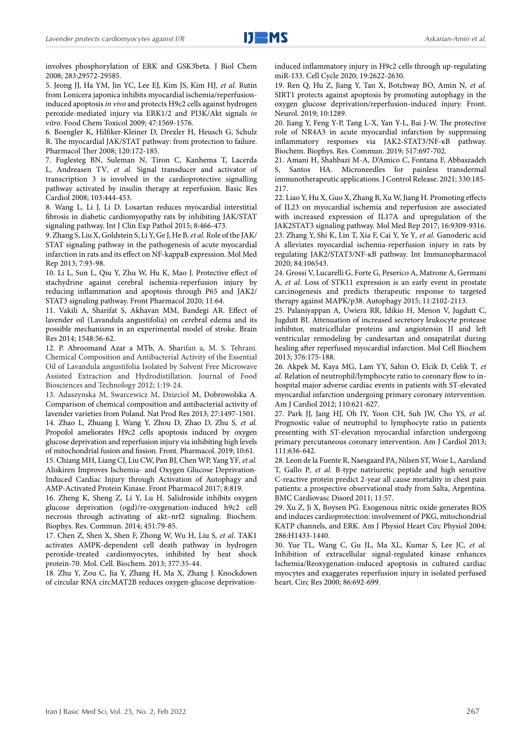involves phosphorylation of ERK and GSK3beta. J Biol Chem 2008; 283:29572-29585.

5. Jeong JJ, Ha YM, Jin YC, Lee EJ, Kim JS, Kim HJ, *et al.* Rutin from Lonicera japonica inhibits myocardial ischemia/reperfusion-induced apoptosis *in vivo* and protects H9c2 cells against hydrogen peroxide-mediated injury via ERK1/2 and PI3K/Akt signals *in vitro*. Food Chem Toxicol 2009; 47:1569-1576.

6. Boengler K, Hilfiker-Kleiner D, Drexler H, Heusch G, Schulz R. The myocardial JAK/STAT pathway: from protection to failure. Pharmacol Ther 2008; 120:172-185.

7. Fuglesteg BN, Suleman N, Tiron C, Kanhema T, Lacerda L, Andreasen TV, *et al.* Signal transducer and activator of transcription 3 is involved in the cardioprotective signalling pathway activated by insulin therapy at reperfusion. Basic Res Cardiol 2008; 103:444-453.

8. Wang L, Li J, Li D. Losartan reduces myocardial interstitial fibrosis in diabetic cardiomyopathy rats by inhibiting JAK/STAT signaling pathway. Int J Clin Exp Pathol 2015; 8:466-473.

9. Zhang S, Liu X, Goldstein S, Li Y, Ge J, He B, *et al.* Role of the JAK/STAT signaling pathway in the pathogenesis of acute myocardial infarction in rats and its effect on NF-kappaB expression. Mol Med Rep 2013; 7:93-98.

10. Li L, Sun L, Qiu Y, Zhu W, Hu K, Mao J. Protective effect of stachydrine against cerebral ischemia-reperfusion injury by reducing inflammation and apoptosis through P65 and JAK2/STAT3 signaling pathway. Front Pharmacol 2020; 11:64.

11. Vakili A, Sharifat S, Akhavan MM, Bandegi AR. Effect of lavender oil (Lavandula angustifolia) on cerebral edema and its possible mechanisms in an experimental model of stroke. Brain Res 2014; 1548:56-62.

12. P. Abroomand Azar a MTb, A. Sharifan a, M. S. Tehrani. Chemical Composition and Antibacterial Activity of the Essential Oil of Lavandula angustifolia Isolated by Solvent Free Microwave Assisted Extraction and Hydrodistillation. Journal of Food Biosciences and Technology 2012; 1:19-24.

13. Adaszynska M, Swarcewicz M, Dzieciol M, Dobrowolska A. Comparison of chemical composition and antibacterial activity of lavender varieties from Poland. Nat Prod Res 2013; 27:1497-1501.

14. Zhao L, Zhuang J, Wang Y, Zhou D, Zhao D, Zhu S, *et al.* Propofol ameliorates H9c2 cells apoptosis induced by oxygen glucose deprivation and reperfusion injury via inhibiting high levels of mitochondrial fusion and fission. Front. Pharmacol. 2019; 10:61.

15. Chiang MH, Liang CJ, Liu CW, Pan BJ, Chen WP, Yang YF, *et al.* Aliskiren Improves Ischemia- and Oxygen Glucose Deprivation-Induced Cardiac Injury through Activation of Autophagy and AMP-Activated Protein Kinase. Front Pharmacol 2017; 8:819.

16. Zheng K, Sheng Z, Li Y, Lu H. Salidroside inhibits oxygen glucose deprivation (ogd)/re-oxygenation-induced h9c2 cell necrosis through activating of akt–nrf2 signaling. Biochem. Biophys. Res. Commun. 2014; 451:79-85.

17. Chen Z, Shen X, Shen F, Zhong W, Wu H, Liu S, *et al.* TAK1 activates AMPK-dependent cell death pathway in hydrogen peroxide-treated cardiomyocytes, inhibited by heat shock protein-70. Mol. Cell. Biochem. 2013; 377:35-44.

18. Zhu Y, Zou C, Jia Y, Zhang H, Ma X, Zhang J. Knockdown of circular RNA circMAT2B reduces oxygen-glucose deprivation-induced inflammatory injury in H9c2 cells through up-regulating miR-133. Cell Cycle 2020; 19:2622-2630.

19. Ren Q, Hu Z, Jiang Y, Tan X, Botchway BO, Amin N, *et al.* SIRT1 protects against apoptosis by promoting autophagy in the oxygen glucose deprivation/reperfusion-induced injury. Front. Neurol. 2019; 10:1289.

20. Jiang Y, Feng Y-P, Tang L-X, Yan Y-L, Bai J-W. The protective role of NR4A3 in acute myocardial infarction by suppressing inflammatory responses via JAK2-STAT3/NF-κB pathway. Biochem. Biophys. Res. Commun. 2019; 517:697-702.

21. Amani H, Shahbazi M-A, D'Amico C, Fontana F, Abbaszadeh S, Santos HA. Microneedles for painless transdermal immunotherapeutic applications. J Control Release. 2021; 330:185-217.

22. Liao Y, Hu X, Guo X, Zhang B, Xu W, Jiang H. Promoting effects of IL23 on myocardial ischemia and reperfusion are associated with increased expression of IL17A and upregulation of the JAK2STAT3 signaling pathway. Mol Med Rep 2017; 16:9309-9316.

23. Zhang Y, Shi K, Lin T, Xia F, Cai Y, Ye Y, *et al.* Ganoderic acid A alleviates myocardial ischemia-reperfusion injury in rats by regulating JAK2/STAT3/NF-κB pathway. Int Immunopharmacol 2020; 84:106543.

24. Grossi V, Lucarelli G, Forte G, Peserico A, Matrone A, Germani A, *et al.* Loss of STK11 expression is an early event in prostate carcinogenesis and predicts therapeutic response to targeted therapy against MAPK/p38. Autophagy 2015; 11:2102-2113.

25. Palaniyappan A, Uwiera RR, Idikio H, Menon V, Jugdutt C, Jugdutt BI. Attenuation of increased secretory leukocyte protease inhibitor, matricellular proteins and angiotensin II and left ventricular remodeling by candesartan and omapatrilat during healing after reperfused myocardial infarction. Mol Cell Biochem 2013; 376:175-188.

26. Akpek M, Kaya MG, Lam YY, Sahin O, Elcik D, Celik T, *et al.* Relation of neutrophil/lymphocyte ratio to coronary flow to in-hospital major adverse cardiac events in patients with ST-elevated myocardial infarction undergoing primary coronary intervention. Am J Cardiol 2012; 110:621-627.

27. Park JJ, Jang HJ, Oh IY, Yoon CH, Suh JW, Cho YS, *et al.* Prognostic value of neutrophil to lymphocyte ratio in patients presenting with ST-elevation myocardial infarction undergoing primary percutaneous coronary intervention. Am J Cardiol 2013; 111:636-642.

28. Leon de la Fuente R, Naesgaard PA, Nilsen ST, Woie L, Aarsland T, Gallo P, *et al.* B-type natriuretic peptide and high sensitive C-reactive protein predict 2-year all cause mortality in chest pain patients: a prospective observational study from Salta, Argentina. BMC Cardiovasc Disord 2011; 11:57.

29. Xu Z, Ji X, Boysen PG. Exogenous nitric oxide generates ROS and induces cardioprotection: involvement of PKG, mitochondrial KATP channels, and ERK. Am J Physiol Heart Circ Physiol 2004; 286:H1433-1440.

30. Yue TL, Wang C, Gu JL, Ma XL, Kumar S, Lee JC, *et al.* Inhibition of extracellular signal-regulated kinase enhances Ischemia/Reoxygenation-induced apoptosis in cultured cardiac myocytes and exaggerates reperfusion injury in isolated perfused heart. Circ Res 2000; 86:692-699.